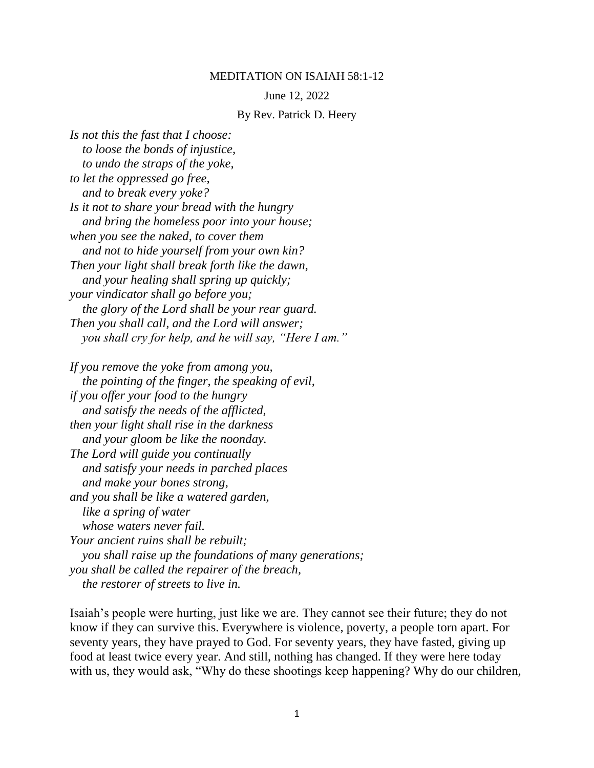# MEDITATION ON ISAIAH 58:1-12

June 12, 2022

By Rev. Patrick D. Heery

*Is not this the fast that I choose:*
*to loose the bonds of injustice,*
*to undo the straps of the yoke,*
*to let the oppressed go free,*
*and to break every yoke?*
*Is it not to share your bread with the hungry*
*and bring the homeless poor into your house;*
*when you see the naked, to cover them*
*and not to hide yourself from your own kin?*
*Then your light shall break forth like the dawn,*
*and your healing shall spring up quickly;*
*your vindicator shall go before you;*
*the glory of the Lord shall be your rear guard.*
*Then you shall call, and the Lord will answer;*
*you shall cry for help, and he will say, "Here I am."*

*If you remove the yoke from among you,*
*the pointing of the finger, the speaking of evil,*
*if you offer your food to the hungry*
*and satisfy the needs of the afflicted,*
*then your light shall rise in the darkness*
*and your gloom be like the noonday.*
*The Lord will guide you continually*
*and satisfy your needs in parched places*
*and make your bones strong,*
*and you shall be like a watered garden,*
*like a spring of water*
*whose waters never fail.*
*Your ancient ruins shall be rebuilt;*
*you shall raise up the foundations of many generations;*
*you shall be called the repairer of the breach,*
*the restorer of streets to live in.*

Isaiah's people were hurting, just like we are. They cannot see their future; they do not know if they can survive this. Everywhere is violence, poverty, a people torn apart. For seventy years, they have prayed to God. For seventy years, they have fasted, giving up food at least twice every year. And still, nothing has changed. If they were here today with us, they would ask, "Why do these shootings keep happening? Why do our children,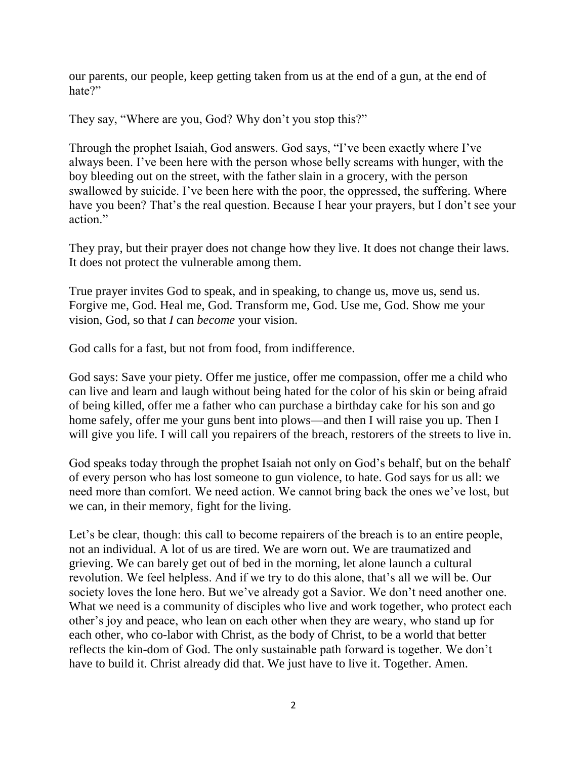our parents, our people, keep getting taken from us at the end of a gun, at the end of hate?"

They say, "Where are you, God? Why don't you stop this?"

Through the prophet Isaiah, God answers. God says, "I've been exactly where I've always been. I've been here with the person whose belly screams with hunger, with the boy bleeding out on the street, with the father slain in a grocery, with the person swallowed by suicide. I've been here with the poor, the oppressed, the suffering. Where have you been? That's the real question. Because I hear your prayers, but I don't see your action."

They pray, but their prayer does not change how they live. It does not change their laws. It does not protect the vulnerable among them.

True prayer invites God to speak, and in speaking, to change us, move us, send us. Forgive me, God. Heal me, God. Transform me, God. Use me, God. Show me your vision, God, so that *I* can *become* your vision.

God calls for a fast, but not from food, from indifference.

God says: Save your piety. Offer me justice, offer me compassion, offer me a child who can live and learn and laugh without being hated for the color of his skin or being afraid of being killed, offer me a father who can purchase a birthday cake for his son and go home safely, offer me your guns bent into plows—and then I will raise you up. Then I will give you life. I will call you repairers of the breach, restorers of the streets to live in.

God speaks today through the prophet Isaiah not only on God's behalf, but on the behalf of every person who has lost someone to gun violence, to hate. God says for us all: we need more than comfort. We need action. We cannot bring back the ones we've lost, but we can, in their memory, fight for the living.

Let's be clear, though: this call to become repairers of the breach is to an entire people, not an individual. A lot of us are tired. We are worn out. We are traumatized and grieving. We can barely get out of bed in the morning, let alone launch a cultural revolution. We feel helpless. And if we try to do this alone, that's all we will be. Our society loves the lone hero. But we've already got a Savior. We don't need another one. What we need is a community of disciples who live and work together, who protect each other's joy and peace, who lean on each other when they are weary, who stand up for each other, who co-labor with Christ, as the body of Christ, to be a world that better reflects the kin-dom of God. The only sustainable path forward is together. We don't have to build it. Christ already did that. We just have to live it. Together. Amen.